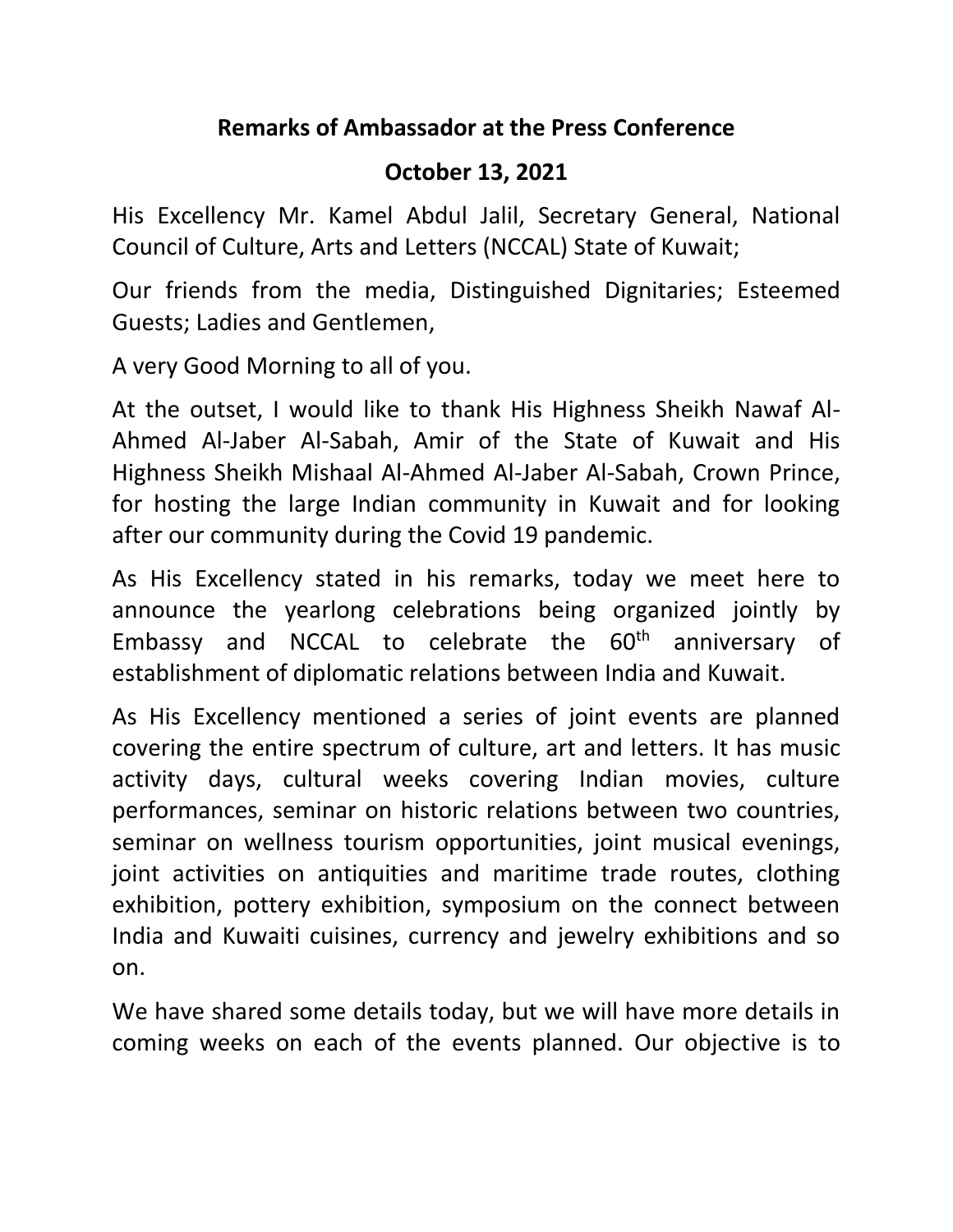**Remarks of Ambassador at the Press Conference**

**October 13, 2021**

His Excellency Mr. Kamel Abdul Jalil, Secretary General, National Council of Culture, Arts and Letters (NCCAL) State of Kuwait;

Our friends from the media, Distinguished Dignitaries; Esteemed Guests; Ladies and Gentlemen,

A very Good Morning to all of you.

At the outset, I would like to thank His Highness Sheikh Nawaf Al-Ahmed Al-Jaber Al-Sabah, Amir of the State of Kuwait and His Highness Sheikh Mishaal Al-Ahmed Al-Jaber Al-Sabah, Crown Prince, for hosting the large Indian community in Kuwait and for looking after our community during the Covid 19 pandemic.

As His Excellency stated in his remarks, today we meet here to announce the yearlong celebrations being organized jointly by Embassy and NCCAL to celebrate the 60th anniversary of establishment of diplomatic relations between India and Kuwait.

As His Excellency mentioned a series of joint events are planned covering the entire spectrum of culture, art and letters. It has music activity days, cultural weeks covering Indian movies, culture performances, seminar on historic relations between two countries, seminar on wellness tourism opportunities, joint musical evenings, joint activities on antiquities and maritime trade routes, clothing exhibition, pottery exhibition, symposium on the connect between India and Kuwaiti cuisines, currency and jewelry exhibitions and so on.

We have shared some details today, but we will have more details in coming weeks on each of the events planned. Our objective is to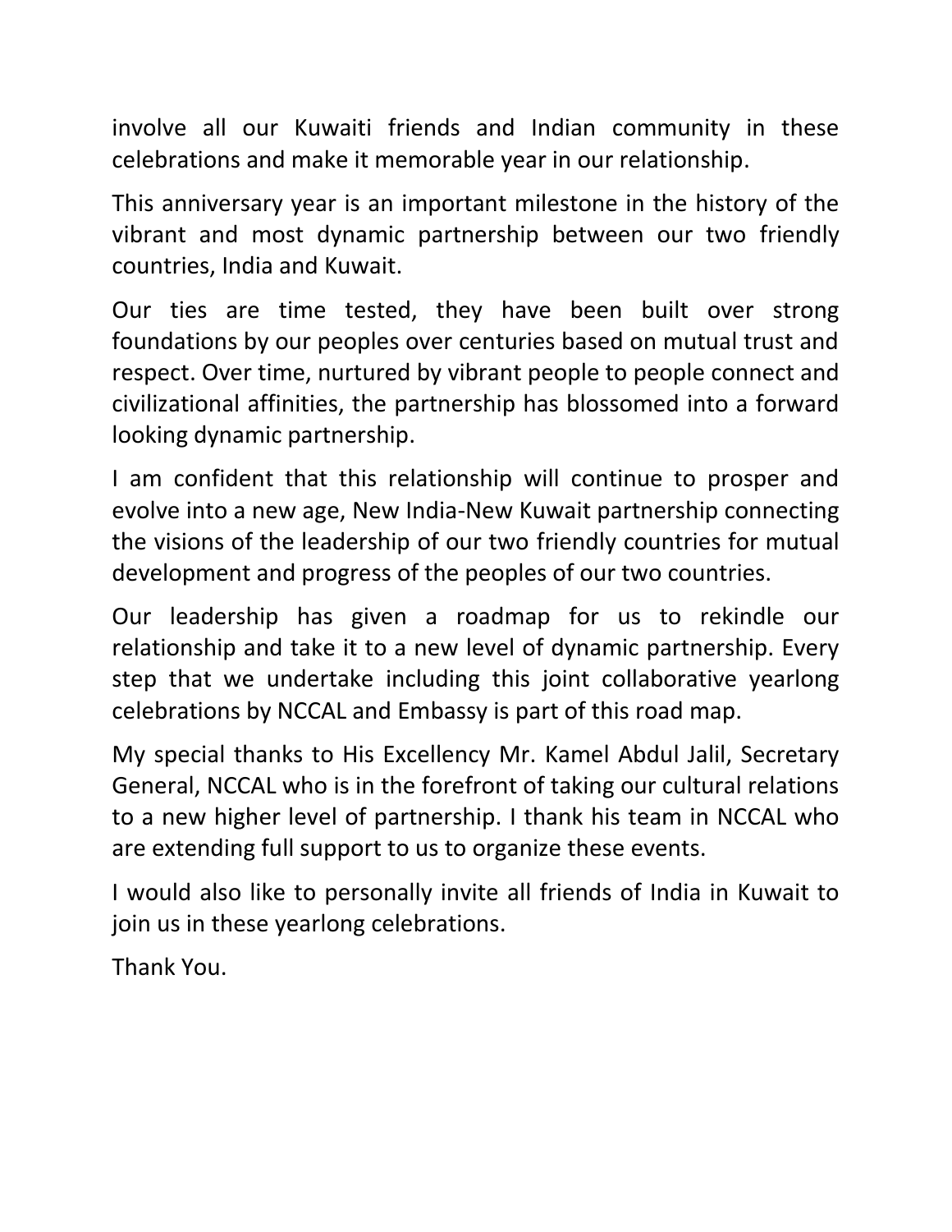involve all our Kuwaiti friends and Indian community in these celebrations and make it memorable year in our relationship.

This anniversary year is an important milestone in the history of the vibrant and most dynamic partnership between our two friendly countries, India and Kuwait.

Our ties are time tested, they have been built over strong foundations by our peoples over centuries based on mutual trust and respect. Over time, nurtured by vibrant people to people connect and civilizational affinities, the partnership has blossomed into a forward looking dynamic partnership.

I am confident that this relationship will continue to prosper and evolve into a new age, New India-New Kuwait partnership connecting the visions of the leadership of our two friendly countries for mutual development and progress of the peoples of our two countries.

Our leadership has given a roadmap for us to rekindle our relationship and take it to a new level of dynamic partnership. Every step that we undertake including this joint collaborative yearlong celebrations by NCCAL and Embassy is part of this road map.

My special thanks to His Excellency Mr. Kamel Abdul Jalil, Secretary General, NCCAL who is in the forefront of taking our cultural relations to a new higher level of partnership. I thank his team in NCCAL who are extending full support to us to organize these events.

I would also like to personally invite all friends of India in Kuwait to join us in these yearlong celebrations.

Thank You.